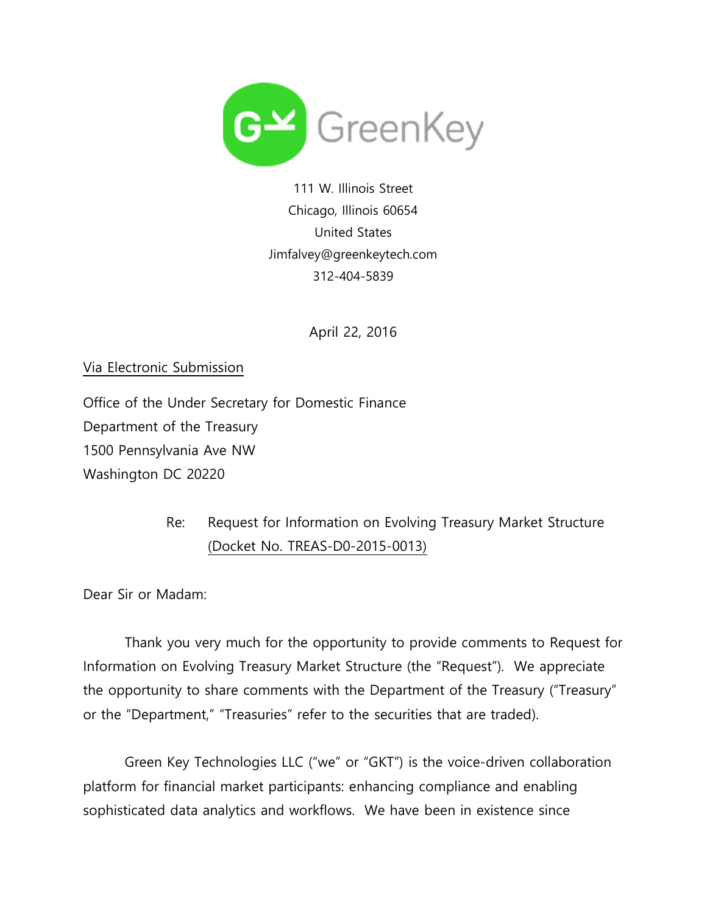GreenKey

111 W. Illinois Street
Chicago, Illinois 60654
United States
Jimfalvey@greenkeytech.com
312-404-5839

April 22, 2016

Via Electronic Submission

Office of the Under Secretary for Domestic Finance
Department of the Treasury
1500 Pennsylvania Ave NW
Washington DC 20220

Re: Request for Information on Evolving Treasury Market Structure (Docket No. TREAS-D0-2015-0013)

Dear Sir or Madam:

Thank you very much for the opportunity to provide comments to Request for Information on Evolving Treasury Market Structure (the "Request"). We appreciate the opportunity to share comments with the Department of the Treasury ("Treasury" or the "Department," "Treasuries" refer to the securities that are traded).

Green Key Technologies LLC ("we" or "GKT") is the voice-driven collaboration platform for financial market participants: enhancing compliance and enabling sophisticated data analytics and workflows. We have been in existence since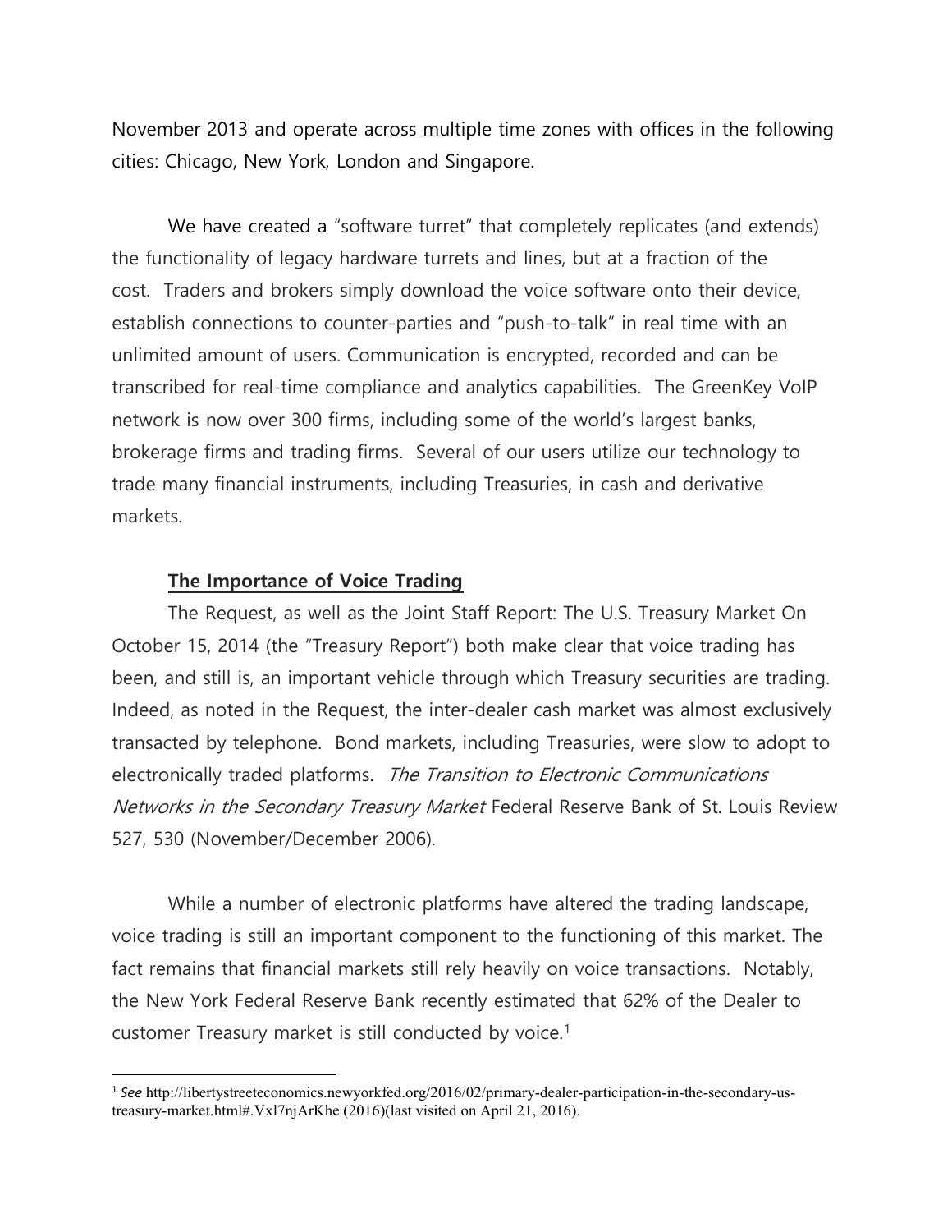November 2013 and operate across multiple time zones with offices in the following cities: Chicago, New York, London and Singapore.

We have created a "software turret" that completely replicates (and extends) the functionality of legacy hardware turrets and lines, but at a fraction of the cost. Traders and brokers simply download the voice software onto their device, establish connections to counter-parties and "push-to-talk" in real time with an unlimited amount of users. Communication is encrypted, recorded and can be transcribed for real-time compliance and analytics capabilities. The GreenKey VoIP network is now over 300 firms, including some of the world's largest banks, brokerage firms and trading firms. Several of our users utilize our technology to trade many financial instruments, including Treasuries, in cash and derivative markets.

**The Importance of Voice Trading**

The Request, as well as the Joint Staff Report: The U.S. Treasury Market On October 15, 2014 (the "Treasury Report") both make clear that voice trading has been, and still is, an important vehicle through which Treasury securities are trading. Indeed, as noted in the Request, the inter-dealer cash market was almost exclusively transacted by telephone. Bond markets, including Treasuries, were slow to adopt to electronically traded platforms. *The Transition to Electronic Communications Networks in the Secondary Treasury Market* Federal Reserve Bank of St. Louis Review 527, 530 (November/December 2006).

While a number of electronic platforms have altered the trading landscape, voice trading is still an important component to the functioning of this market. The fact remains that financial markets still rely heavily on voice transactions. Notably, the New York Federal Reserve Bank recently estimated that 62% of the Dealer to customer Treasury market is still conducted by voice.[1]

---

[1] *See* http://libertystreeteconomics.newyorkfed.org/2016/02/primary-dealer-participation-in-the-secondary-us-treasury-market.html#.Vxl7njArKhe (2016)(last visited on April 21, 2016).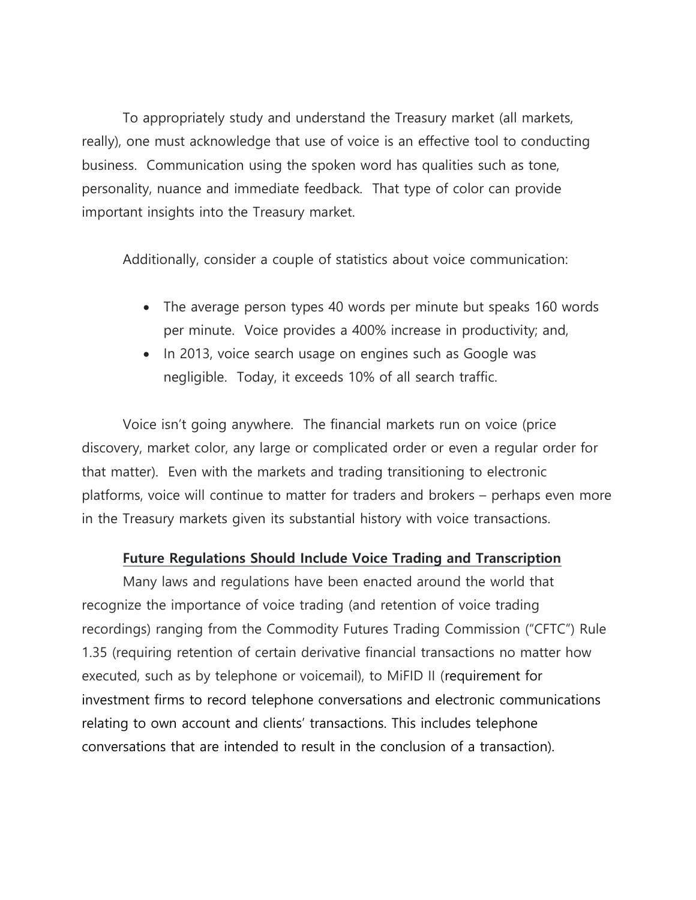To appropriately study and understand the Treasury market (all markets, really), one must acknowledge that use of voice is an effective tool to conducting business. Communication using the spoken word has qualities such as tone, personality, nuance and immediate feedback. That type of color can provide important insights into the Treasury market.

Additionally, consider a couple of statistics about voice communication:

- The average person types 40 words per minute but speaks 160 words per minute. Voice provides a 400% increase in productivity; and,
- In 2013, voice search usage on engines such as Google was negligible. Today, it exceeds 10% of all search traffic.

Voice isn't going anywhere. The financial markets run on voice (price discovery, market color, any large or complicated order or even a regular order for that matter). Even with the markets and trading transitioning to electronic platforms, voice will continue to matter for traders and brokers – perhaps even more in the Treasury markets given its substantial history with voice transactions.

## Future Regulations Should Include Voice Trading and Transcription

Many laws and regulations have been enacted around the world that recognize the importance of voice trading (and retention of voice trading recordings) ranging from the Commodity Futures Trading Commission ("CFTC") Rule 1.35 (requiring retention of certain derivative financial transactions no matter how executed, such as by telephone or voicemail), to MiFID II (requirement for investment firms to record telephone conversations and electronic communications relating to own account and clients' transactions. This includes telephone conversations that are intended to result in the conclusion of a transaction).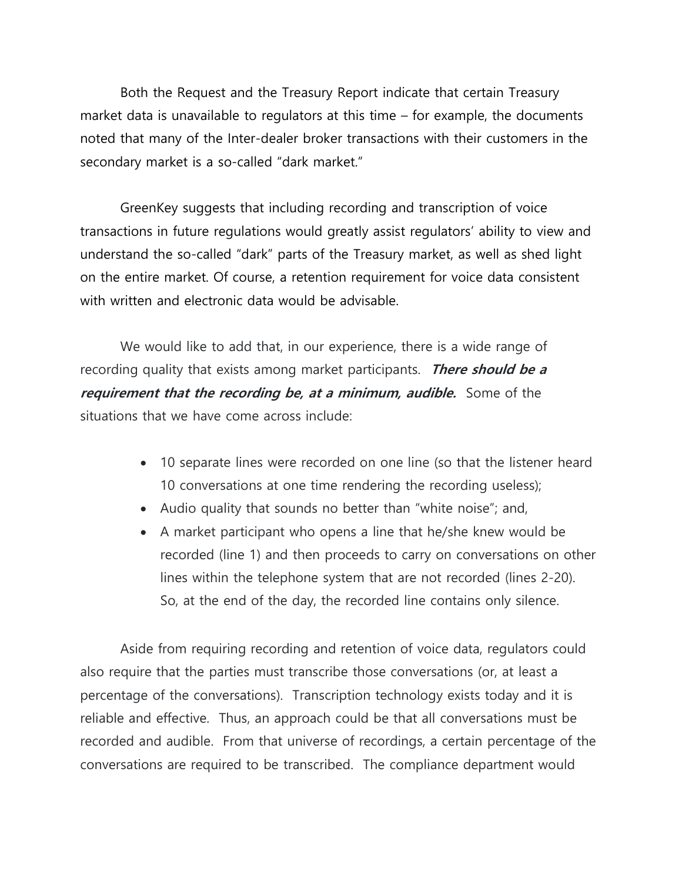Both the Request and the Treasury Report indicate that certain Treasury market data is unavailable to regulators at this time – for example, the documents noted that many of the Inter-dealer broker transactions with their customers in the secondary market is a so-called "dark market."

GreenKey suggests that including recording and transcription of voice transactions in future regulations would greatly assist regulators' ability to view and understand the so-called "dark" parts of the Treasury market, as well as shed light on the entire market. Of course, a retention requirement for voice data consistent with written and electronic data would be advisable.

We would like to add that, in our experience, there is a wide range of recording quality that exists among market participants. ***There should be a requirement that the recording be, at a minimum, audible.*** Some of the situations that we have come across include:

- 10 separate lines were recorded on one line (so that the listener heard 10 conversations at one time rendering the recording useless);
- Audio quality that sounds no better than "white noise"; and,
- A market participant who opens a line that he/she knew would be recorded (line 1) and then proceeds to carry on conversations on other lines within the telephone system that are not recorded (lines 2-20). So, at the end of the day, the recorded line contains only silence.

Aside from requiring recording and retention of voice data, regulators could also require that the parties must transcribe those conversations (or, at least a percentage of the conversations). Transcription technology exists today and it is reliable and effective. Thus, an approach could be that all conversations must be recorded and audible. From that universe of recordings, a certain percentage of the conversations are required to be transcribed. The compliance department would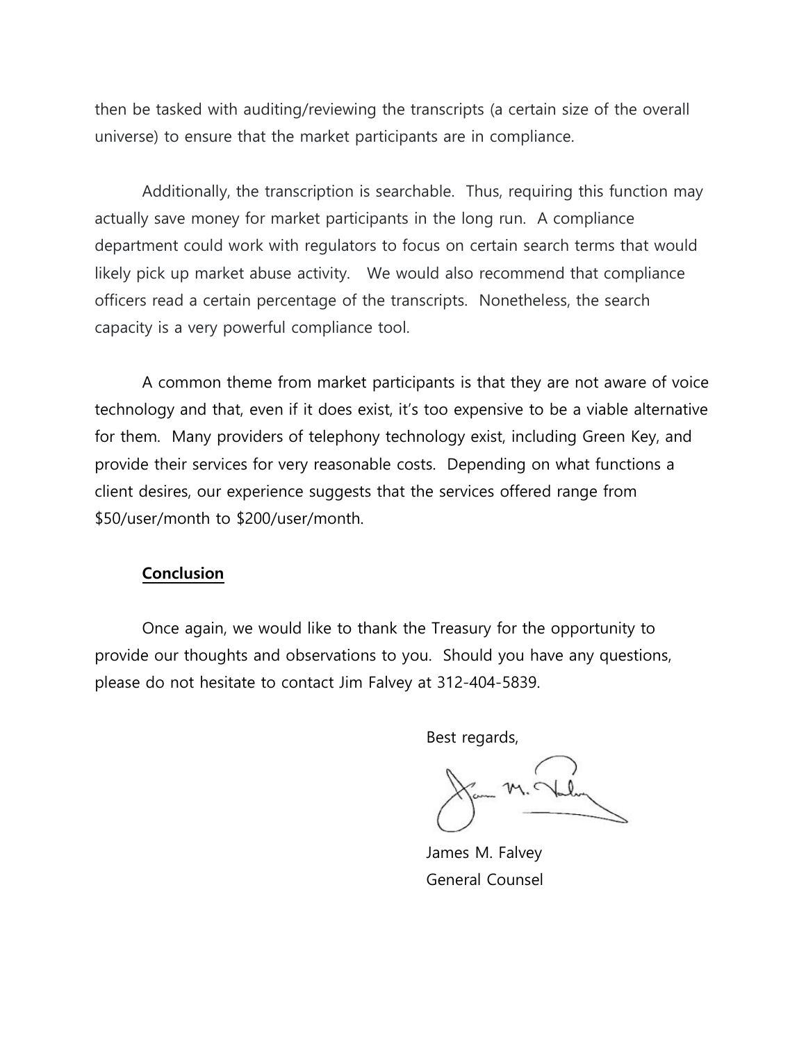then be tasked with auditing/reviewing the transcripts (a certain size of the overall universe) to ensure that the market participants are in compliance.

Additionally, the transcription is searchable. Thus, requiring this function may actually save money for market participants in the long run. A compliance department could work with regulators to focus on certain search terms that would likely pick up market abuse activity. We would also recommend that compliance officers read a certain percentage of the transcripts. Nonetheless, the search capacity is a very powerful compliance tool.

A common theme from market participants is that they are not aware of voice technology and that, even if it does exist, it's too expensive to be a viable alternative for them. Many providers of telephony technology exist, including Green Key, and provide their services for very reasonable costs. Depending on what functions a client desires, our experience suggests that the services offered range from $50/user/month to $200/user/month.

**Conclusion**

Once again, we would like to thank the Treasury for the opportunity to provide our thoughts and observations to you. Should you have any questions, please do not hesitate to contact Jim Falvey at 312-404-5839.

Best regards,

James M. Falvey
General Counsel